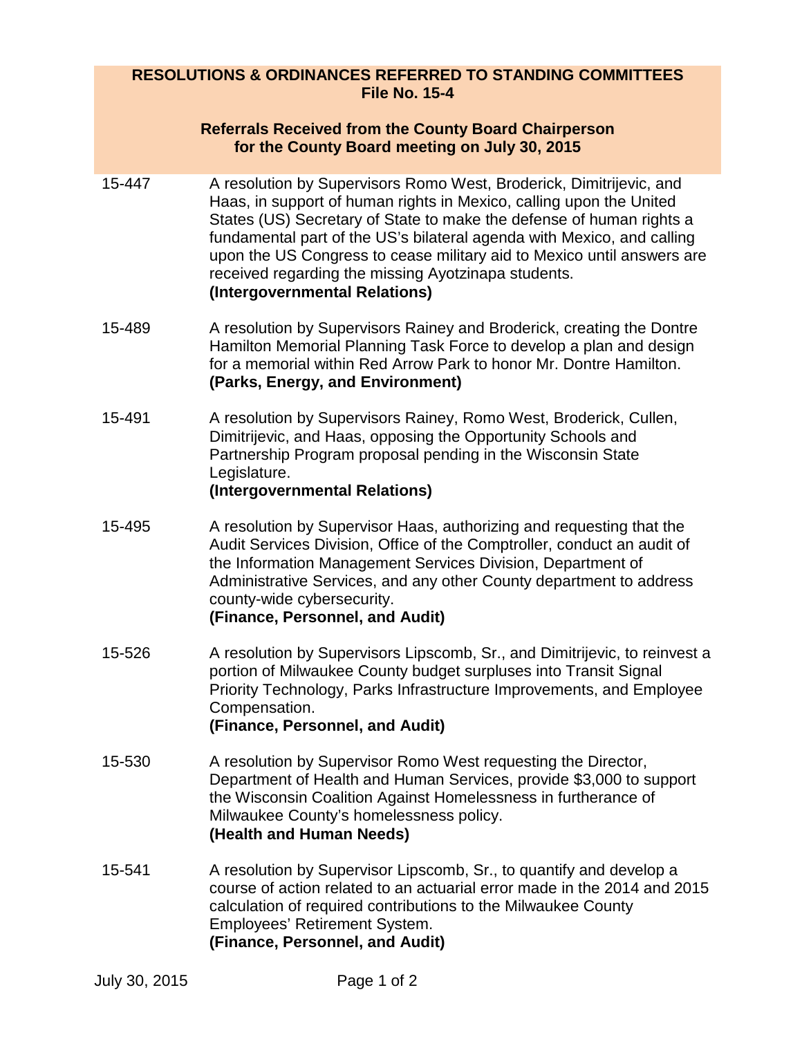## RESOLUTIONS & ORDINANCES REFERRED TO STANDING COMMITTEES
## File No. 15-4

### Referrals Received from the County Board Chairperson for the County Board meeting on July 30, 2015

**15-447** A resolution by Supervisors Romo West, Broderick, Dimitrijevic, and Haas, in support of human rights in Mexico, calling upon the United States (US) Secretary of State to make the defense of human rights a fundamental part of the US's bilateral agenda with Mexico, and calling upon the US Congress to cease military aid to Mexico until answers are received regarding the missing Ayotzinapa students.
**(Intergovernmental Relations)**

**15-489** A resolution by Supervisors Rainey and Broderick, creating the Dontre Hamilton Memorial Planning Task Force to develop a plan and design for a memorial within Red Arrow Park to honor Mr. Dontre Hamilton.
**(Parks, Energy, and Environment)**

**15-491** A resolution by Supervisors Rainey, Romo West, Broderick, Cullen, Dimitrijevic, and Haas, opposing the Opportunity Schools and Partnership Program proposal pending in the Wisconsin State Legislature.
**(Intergovernmental Relations)**

**15-495** A resolution by Supervisor Haas, authorizing and requesting that the Audit Services Division, Office of the Comptroller, conduct an audit of the Information Management Services Division, Department of Administrative Services, and any other County department to address county-wide cybersecurity.
**(Finance, Personnel, and Audit)**

**15-526** A resolution by Supervisors Lipscomb, Sr., and Dimitrijevic, to reinvest a portion of Milwaukee County budget surpluses into Transit Signal Priority Technology, Parks Infrastructure Improvements, and Employee Compensation.
**(Finance, Personnel, and Audit)**

**15-530** A resolution by Supervisor Romo West requesting the Director, Department of Health and Human Services, provide $3,000 to support the Wisconsin Coalition Against Homelessness in furtherance of Milwaukee County's homelessness policy.
**(Health and Human Needs)**

**15-541** A resolution by Supervisor Lipscomb, Sr., to quantify and develop a course of action related to an actuarial error made in the 2014 and 2015 calculation of required contributions to the Milwaukee County Employees' Retirement System.
**(Finance, Personnel, and Audit)**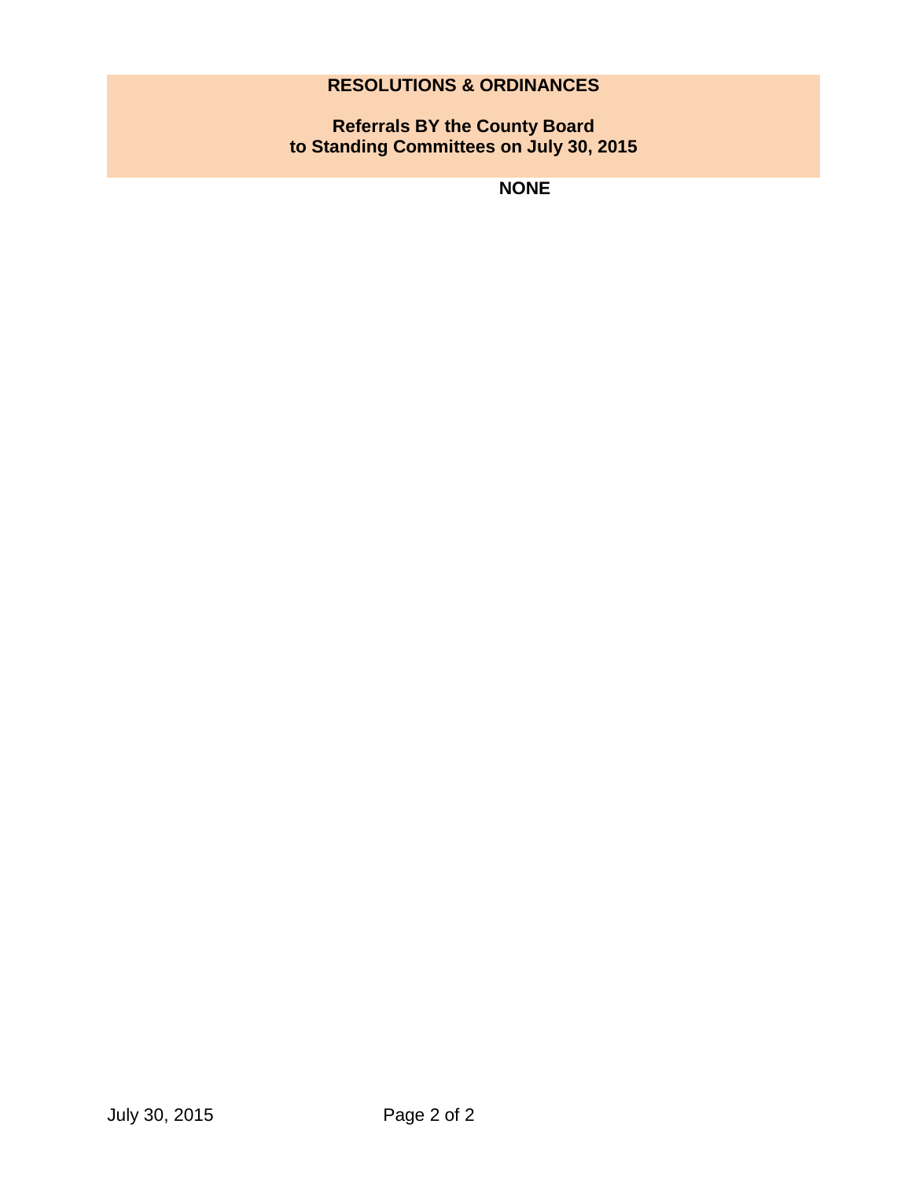# RESOLUTIONS & ORDINANCES

## Referrals BY the County Board to Standing Committees on July 30, 2015

**NONE**